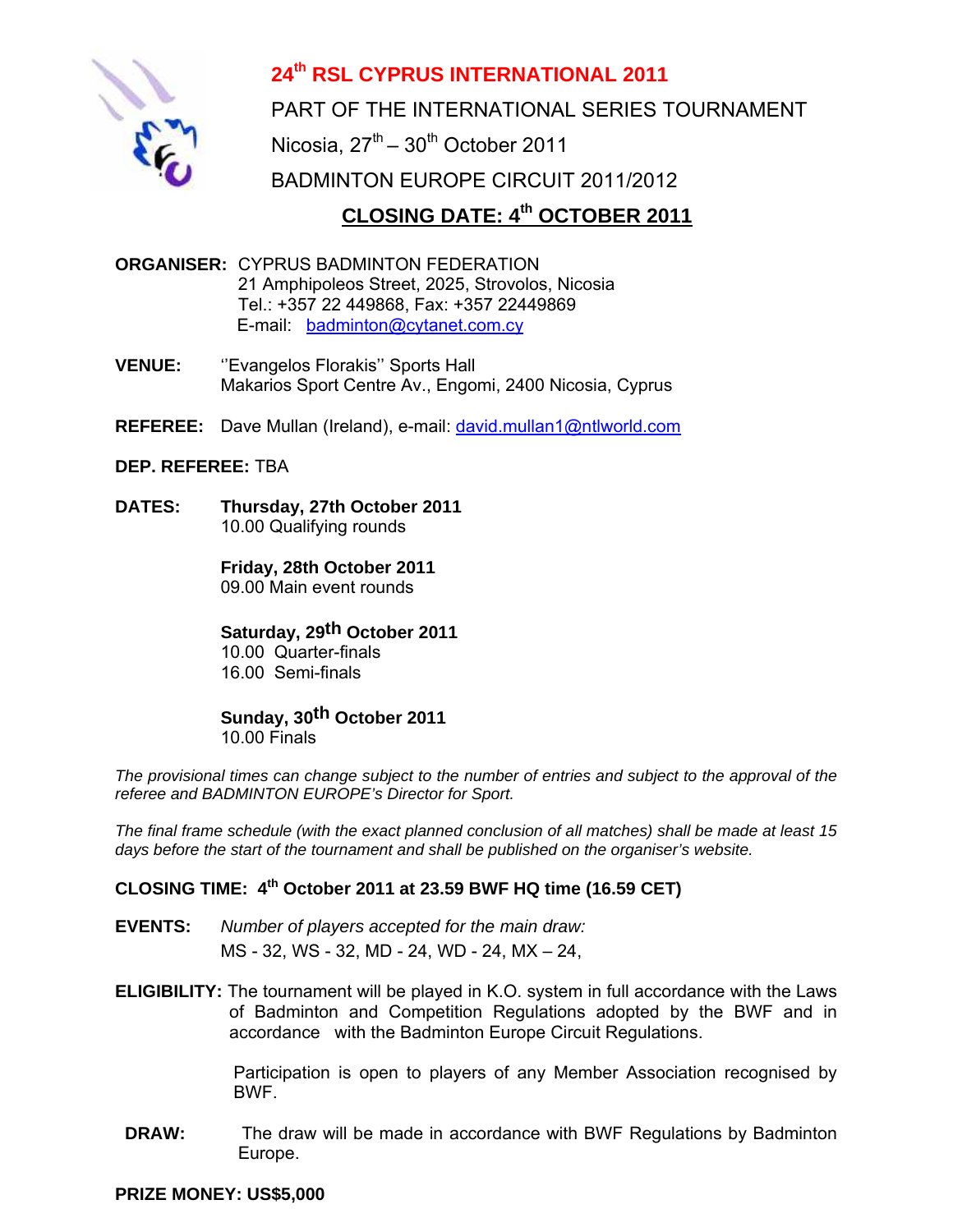# 24th RSL CYPRUS INTERNATIONAL 2011

PART OF THE INTERNATIONAL SERIES TOURNAMENT

Nicosia, 27th – 30th October 2011

BADMINTON EUROPE CIRCUIT 2011/2012

## CLOSING DATE: 4th OCTOBER 2011

**ORGANISER:** CYPRUS BADMINTON FEDERATION
21 Amphipoleos Street, 2025, Strovolos, Nicosia
Tel.: +357 22 449868, Fax: +357 22449869
E-mail: badminton@cytanet.com.cy

**VENUE:** ''Evangelos Florakis'' Sports Hall
Makarios Sport Centre Av., Engomi, 2400 Nicosia, Cyprus

**REFEREE:** Dave Mullan (Ireland), e-mail: david.mullan1@ntlworld.com

**DEP. REFEREE:** TBA

**DATES:**

**Thursday, 27th October 2011**
10.00 Qualifying rounds

**Friday, 28th October 2011**
09.00 Main event rounds

**Saturday, 29th October 2011**
10.00 Quarter-finals
16.00 Semi-finals

**Sunday, 30th October 2011**
10.00 Finals

*The provisional times can change subject to the number of entries and subject to the approval of the referee and BADMINTON EUROPE's Director for Sport.*

*The final frame schedule (with the exact planned conclusion of all matches) shall be made at least 15 days before the start of the tournament and shall be published on the organiser's website.*

**CLOSING TIME: 4th October 2011 at 23.59 BWF HQ time (16.59 CET)**

**EVENTS:** *Number of players accepted for the main draw:*
MS - 32, WS - 32, MD - 24, WD - 24, MX – 24,

**ELIGIBILITY:** The tournament will be played in K.O. system in full accordance with the Laws of Badminton and Competition Regulations adopted by the BWF and in accordance with the Badminton Europe Circuit Regulations.

Participation is open to players of any Member Association recognised by BWF.

**DRAW:** The draw will be made in accordance with BWF Regulations by Badminton Europe.

**PRIZE MONEY: US$5,000**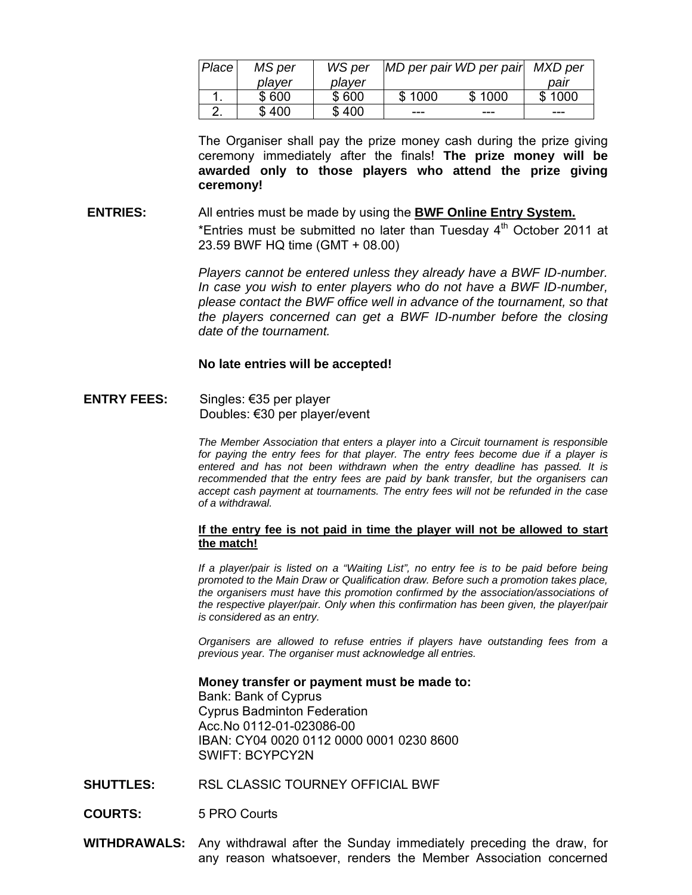| *Place* | *MS per player* | *WS per player* | *MD per pair* | *WD per pair* | *MXD per pair* |
|---|---|---|---|---|---|
| 1. | $ 600 | $ 600 | $ 1000 | $ 1000 | $ 1000 |
| 2. | $ 400 | $ 400 | --- | --- | --- |

The Organiser shall pay the prize money cash during the prize giving ceremony immediately after the finals! **The prize money will be awarded only to those players who attend the prize giving ceremony!**

**ENTRIES:** All entries must be made by using the **BWF Online Entry System.**

*Entries must be submitted no later than Tuesday 4th October 2011 at 23.59 BWF HQ time (GMT + 08.00)

*Players cannot be entered unless they already have a BWF ID-number. In case you wish to enter players who do not have a BWF ID-number, please contact the BWF office well in advance of the tournament, so that the players concerned can get a BWF ID-number before the closing date of the tournament.*

**No late entries will be accepted!**

**ENTRY FEES:** Singles: €35 per player
Doubles: €30 per player/event

*The Member Association that enters a player into a Circuit tournament is responsible for paying the entry fees for that player. The entry fees become due if a player is entered and has not been withdrawn when the entry deadline has passed. It is recommended that the entry fees are paid by bank transfer, but the organisers can accept cash payment at tournaments. The entry fees will not be refunded in the case of a withdrawal.*

**If the entry fee is not paid in time the player will not be allowed to start the match!**

*If a player/pair is listed on a "Waiting List", no entry fee is to be paid before being promoted to the Main Draw or Qualification draw. Before such a promotion takes place, the organisers must have this promotion confirmed by the association/associations of the respective player/pair. Only when this confirmation has been given, the player/pair is considered as an entry.*

*Organisers are allowed to refuse entries if players have outstanding fees from a previous year. The organiser must acknowledge all entries.*

**Money transfer or payment must be made to:**
Bank: Bank of Cyprus
Cyprus Badminton Federation
Acc.No 0112-01-023086-00
IBAN: CY04 0020 0112 0000 0001 0230 8600
SWIFT: BCYPCY2N

**SHUTTLES:** RSL CLASSIC TOURNEY OFFICIAL BWF

**COURTS:** 5 PRO Courts

**WITHDRAWALS:** Any withdrawal after the Sunday immediately preceding the draw, for any reason whatsoever, renders the Member Association concerned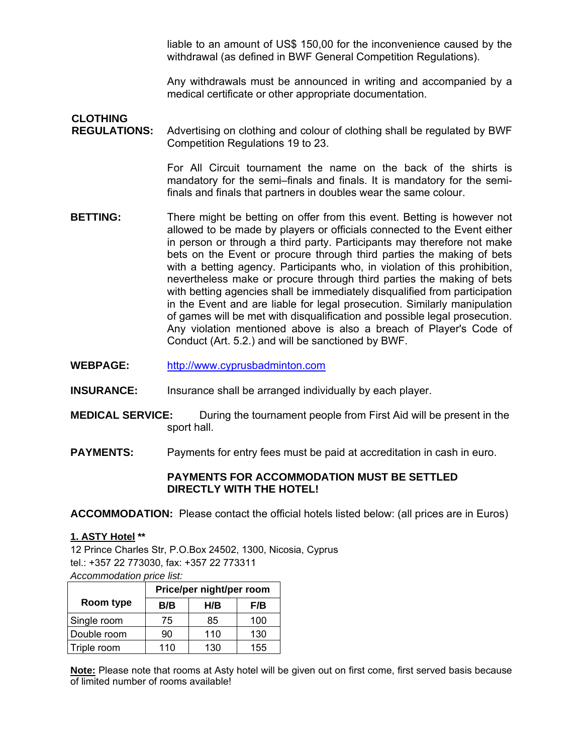liable to an amount of US$ 150,00 for the inconvenience caused by the withdrawal (as defined in BWF General Competition Regulations).

Any withdrawals must be announced in writing and accompanied by a medical certificate or other appropriate documentation.

**CLOTHING REGULATIONS:** Advertising on clothing and colour of clothing shall be regulated by BWF Competition Regulations 19 to 23.

For All Circuit tournament the name on the back of the shirts is mandatory for the semi–finals and finals. It is mandatory for the semi-finals and finals that partners in doubles wear the same colour.

**BETTING:** There might be betting on offer from this event. Betting is however not allowed to be made by players or officials connected to the Event either in person or through a third party. Participants may therefore not make bets on the Event or procure through third parties the making of bets with a betting agency. Participants who, in violation of this prohibition, nevertheless make or procure through third parties the making of bets with betting agencies shall be immediately disqualified from participation in the Event and are liable for legal prosecution. Similarly manipulation of games will be met with disqualification and possible legal prosecution. Any violation mentioned above is also a breach of Player's Code of Conduct (Art. 5.2.) and will be sanctioned by BWF.

**WEBPAGE:** http://www.cyprusbadminton.com

**INSURANCE:** Insurance shall be arranged individually by each player.

**MEDICAL SERVICE:** During the tournament people from First Aid will be present in the sport hall.

**PAYMENTS:** Payments for entry fees must be paid at accreditation in cash in euro.

**PAYMENTS FOR ACCOMMODATION MUST BE SETTLED DIRECTLY WITH THE HOTEL!**

**ACCOMMODATION:** Please contact the official hotels listed below: (all prices are in Euros)

**1. ASTY Hotel \*\***

12 Prince Charles Str, P.O.Box 24502, 1300, Nicosia, Cyprus
tel.: +357 22 773030, fax: +357 22 773311

*Accommodation price list:*

| Room type | Price/per night/per room | | |
|---|---|---|---|
| | B/B | H/B | F/B |
| Single room | 75 | 85 | 100 |
| Double room | 90 | 110 | 130 |
| Triple room | 110 | 130 | 155 |

**Note:** Please note that rooms at Asty hotel will be given out on first come, first served basis because of limited number of rooms available!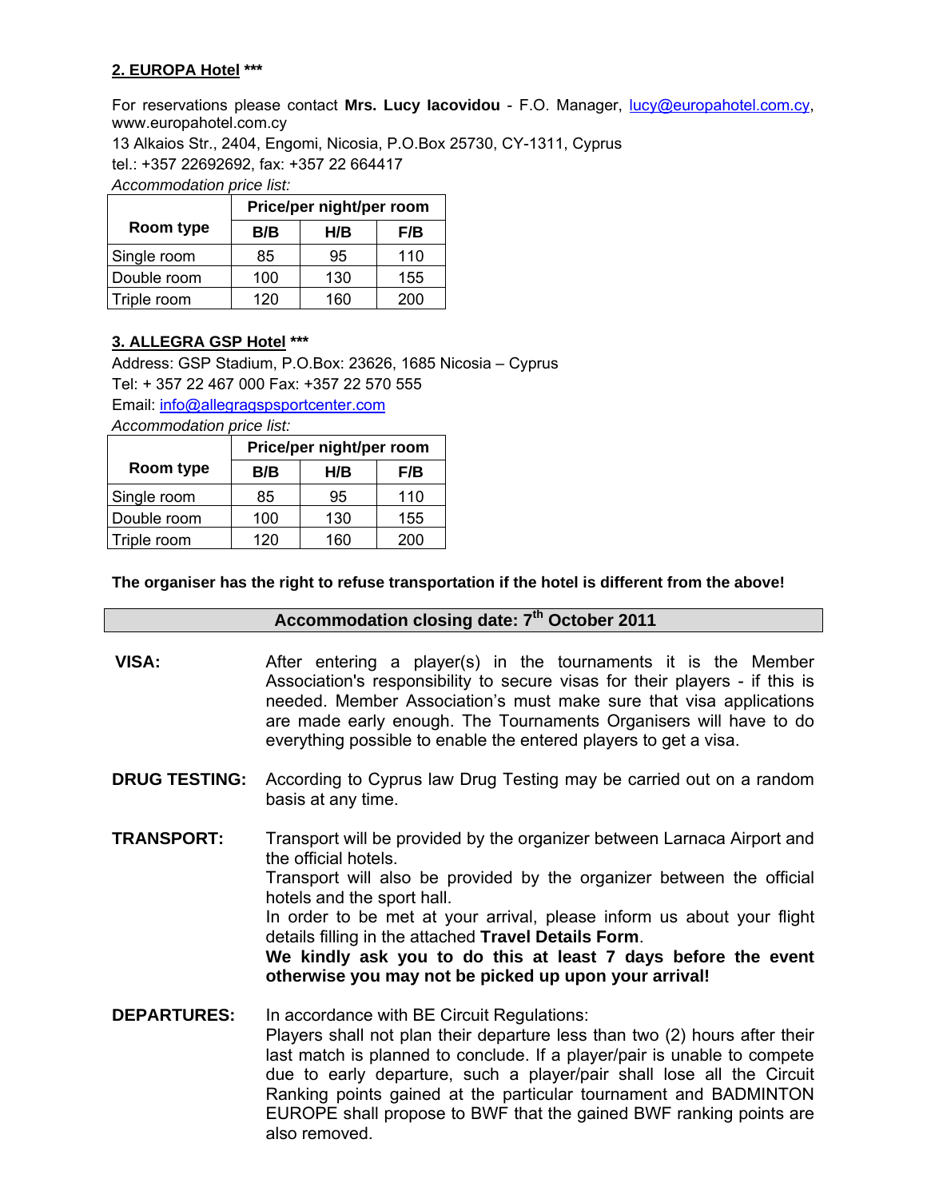## 2. EUROPA Hotel ***

For reservations please contact **Mrs. Lucy Iacovidou** - F.O. Manager, lucy@europahotel.com.cy, www.europahotel.com.cy
13 Alkaios Str., 2404, Engomi, Nicosia, P.O.Box 25730, CY-1311, Cyprus
tel.: +357 22692692, fax: +357 22 664417

*Accommodation price list:*

| Room type | Price/per night/per room | | |
|---|---|---|---|
| | B/B | H/B | F/B |
| Single room | 85 | 95 | 110 |
| Double room | 100 | 130 | 155 |
| Triple room | 120 | 160 | 200 |

## 3. ALLEGRA GSP Hotel ***

Address: GSP Stadium, P.O.Box: 23626, 1685 Nicosia – Cyprus
Tel: + 357 22 467 000 Fax: +357 22 570 555
Email: info@allegragspsportcenter.com

*Accommodation price list:*

| Room type | Price/per night/per room | | |
|---|---|---|---|
| | B/B | H/B | F/B |
| Single room | 85 | 95 | 110 |
| Double room | 100 | 130 | 155 |
| Triple room | 120 | 160 | 200 |

**The organiser has the right to refuse transportation if the hotel is different from the above!**

**Accommodation closing date: 7th October 2011**

**VISA:** After entering a player(s) in the tournaments it is the Member Association's responsibility to secure visas for their players - if this is needed. Member Association's must make sure that visa applications are made early enough. The Tournaments Organisers will have to do everything possible to enable the entered players to get a visa.

**DRUG TESTING:** According to Cyprus law Drug Testing may be carried out on a random basis at any time.

**TRANSPORT:** Transport will be provided by the organizer between Larnaca Airport and the official hotels.
Transport will also be provided by the organizer between the official hotels and the sport hall.
In order to be met at your arrival, please inform us about your flight details filling in the attached **Travel Details Form**.
**We kindly ask you to do this at least 7 days before the event otherwise you may not be picked up upon your arrival!**

**DEPARTURES:** In accordance with BE Circuit Regulations:
Players shall not plan their departure less than two (2) hours after their last match is planned to conclude. If a player/pair is unable to compete due to early departure, such a player/pair shall lose all the Circuit Ranking points gained at the particular tournament and BADMINTON EUROPE shall propose to BWF that the gained BWF ranking points are also removed.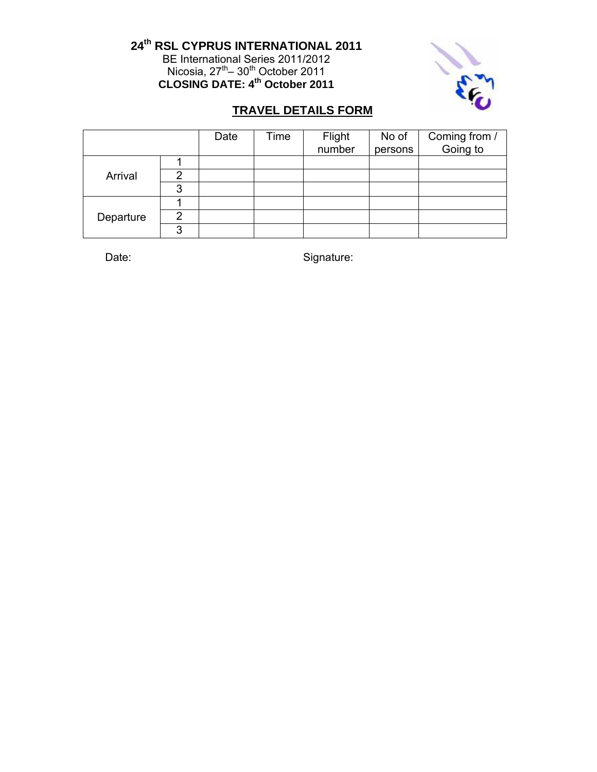**24th RSL CYPRUS INTERNATIONAL 2011**
BE International Series 2011/2012
Nicosia, 27th– 30th October 2011
**CLOSING DATE: 4th October 2011**

## TRAVEL DETAILS FORM

| | | Date | Time | Flight number | No of persons | Coming from / Going to |
|---|---|---|---|---|---|---|
| Arrival | 1 | | | | | |
| | 2 | | | | | |
| | 3 | | | | | |
| Departure | 1 | | | | | |
| | 2 | | | | | |
| | 3 | | | | | |

Date: Signature: